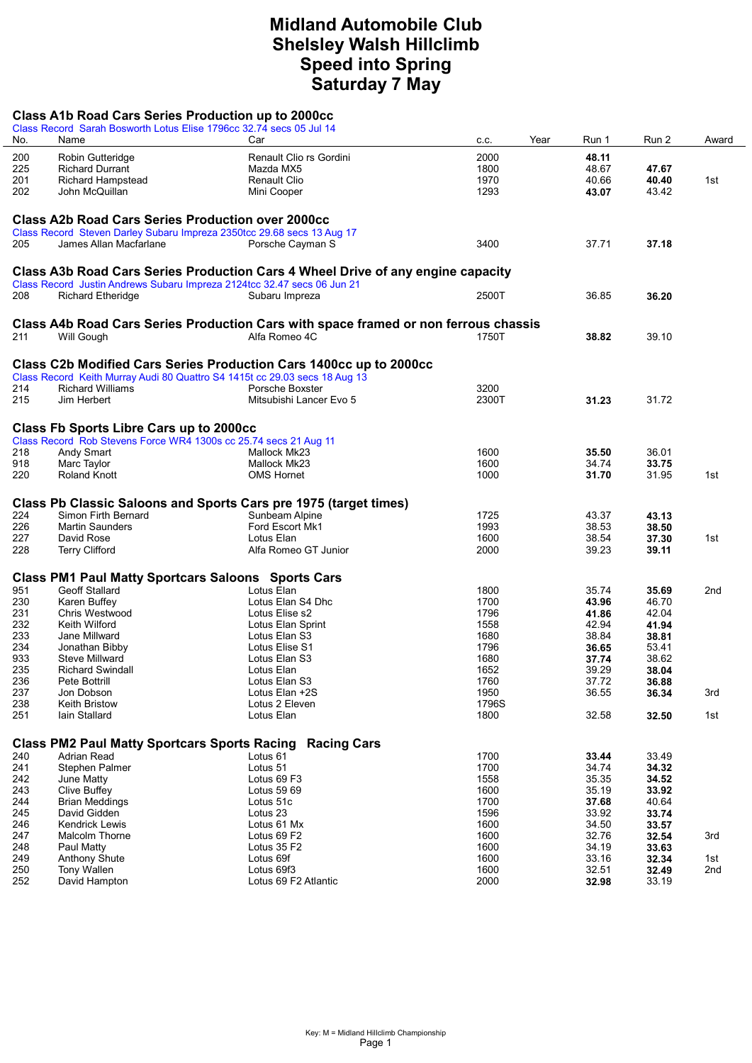# Midland Automobile Club
# Shelsley Walsh Hillclimb
# Speed into Spring
# Saturday 7 May

## Class A1b Road Cars Series Production up to 2000cc

Class Record Sarah Bosworth Lotus Elise 1796cc 32.74 secs 05 Jul 14

| No. | Name | Car | c.c. | Year | Run 1 | Run 2 | Award |
|---|---|---|---|---|---|---|---|
| 200 | Robin Gutteridge | Renault Clio rs Gordini | 2000 | | **48.11** | | |
| 225 | Richard Durrant | Mazda MX5 | 1800 | | 48.67 | **47.67** | |
| 201 | Richard Hampstead | Renault Clio | 1970 | | 40.66 | **40.40** | 1st |
| 202 | John McQuillan | Mini Cooper | 1293 | | **43.07** | 43.42 | |

## Class A2b Road Cars Series Production over 2000cc

Class Record Steven Darley Subaru Impreza 2350tcc 29.68 secs 13 Aug 17

| No. | Name | Car | c.c. | Year | Run 1 | Run 2 | Award |
|---|---|---|---|---|---|---|---|
| 205 | James Allan Macfarlane | Porsche Cayman S | 3400 | | 37.71 | **37.18** | |

## Class A3b Road Cars Series Production Cars 4 Wheel Drive of any engine capacity

Class Record Justin Andrews Subaru Impreza 2124tcc 32.47 secs 06 Jun 21

| No. | Name | Car | c.c. | Year | Run 1 | Run 2 | Award |
|---|---|---|---|---|---|---|---|
| 208 | Richard Etheridge | Subaru Impreza | 2500T | | 36.85 | **36.20** | |

## Class A4b Road Cars Series Production Cars with space framed or non ferrous chassis

| No. | Name | Car | c.c. | Year | Run 1 | Run 2 | Award |
|---|---|---|---|---|---|---|---|
| 211 | Will Gough | Alfa Romeo 4C | 1750T | | **38.82** | 39.10 | |

## Class C2b Modified Cars Series Production Cars 1400cc up to 2000cc

Class Record Keith Murray Audi 80 Quattro S4 1415t cc 29.03 secs 18 Aug 13

| No. | Name | Car | c.c. | Year | Run 1 | Run 2 | Award |
|---|---|---|---|---|---|---|---|
| 214 | Richard Williams | Porsche Boxster | 3200 | | | | |
| 215 | Jim Herbert | Mitsubishi Lancer Evo 5 | 2300T | | **31.23** | 31.72 | |

## Class Fb Sports Libre Cars up to 2000cc

Class Record Rob Stevens Force WR4 1300s cc 25.74 secs 21 Aug 11

| No. | Name | Car | c.c. | Year | Run 1 | Run 2 | Award |
|---|---|---|---|---|---|---|---|
| 218 | Andy Smart | Mallock Mk23 | 1600 | | **35.50** | 36.01 | |
| 918 | Marc Taylor | Mallock Mk23 | 1600 | | 34.74 | **33.75** | |
| 220 | Roland Knott | OMS Hornet | 1000 | | **31.70** | 31.95 | 1st |

## Class Pb Classic Saloons and Sports Cars pre 1975 (target times)

| No. | Name | Car | c.c. | Year | Run 1 | Run 2 | Award |
|---|---|---|---|---|---|---|---|
| 224 | Simon Firth Bernard | Sunbeam Alpine | 1725 | | 43.37 | **43.13** | |
| 226 | Martin Saunders | Ford Escort Mk1 | 1993 | | 38.53 | **38.50** | |
| 227 | David Rose | Lotus Elan | 1600 | | 38.54 | **37.30** | 1st |
| 228 | Terry Clifford | Alfa Romeo GT Junior | 2000 | | 39.23 | **39.11** | |

## Class PM1 Paul Matty Sportcars Saloons Sports Cars

| No. | Name | Car | c.c. | Year | Run 1 | Run 2 | Award |
|---|---|---|---|---|---|---|---|
| 951 | Geoff Stallard | Lotus Elan | 1800 | | 35.74 | **35.69** | 2nd |
| 230 | Karen Buffey | Lotus Elan S4 Dhc | 1700 | | **43.96** | 46.70 | |
| 231 | Chris Westwood | Lotus Elise s2 | 1796 | | **41.86** | 42.04 | |
| 232 | Keith Wilford | Lotus Elan Sprint | 1558 | | 42.94 | **41.94** | |
| 233 | Jane Millward | Lotus Elan S3 | 1680 | | 38.84 | **38.81** | |
| 234 | Jonathan Bibby | Lotus Elise S1 | 1796 | | **36.65** | 53.41 | |
| 933 | Steve Millward | Lotus Elan S3 | 1680 | | **37.74** | 38.62 | |
| 235 | Richard Swindall | Lotus Elan | 1652 | | 39.29 | **38.04** | |
| 236 | Pete Bottrill | Lotus Elan S3 | 1760 | | 37.72 | **36.88** | |
| 237 | Jon Dobson | Lotus Elan +2S | 1950 | | 36.55 | **36.34** | 3rd |
| 238 | Keith Bristow | Lotus 2 Eleven | 1796S | | | | |
| 251 | Iain Stallard | Lotus Elan | 1800 | | 32.58 | **32.50** | 1st |

## Class PM2 Paul Matty Sportcars Sports Racing Racing Cars

| No. | Name | Car | c.c. | Year | Run 1 | Run 2 | Award |
|---|---|---|---|---|---|---|---|
| 240 | Adrian Read | Lotus 61 | 1700 | | **33.44** | 33.49 | |
| 241 | Stephen Palmer | Lotus 51 | 1700 | | 34.74 | **34.32** | |
| 242 | June Matty | Lotus 69 F3 | 1558 | | 35.35 | **34.52** | |
| 243 | Clive Buffey | Lotus 59 69 | 1600 | | 35.19 | **33.92** | |
| 244 | Brian Meddings | Lotus 51c | 1700 | | **37.68** | 40.64 | |
| 245 | David Gidden | Lotus 23 | 1596 | | 33.92 | **33.74** | |
| 246 | Kendrick Lewis | Lotus 61 Mx | 1600 | | 34.50 | **33.57** | |
| 247 | Malcolm Thorne | Lotus 69 F2 | 1600 | | 32.76 | **32.54** | 3rd |
| 248 | Paul Matty | Lotus 35 F2 | 1600 | | 34.19 | **33.63** | |
| 249 | Anthony Shute | Lotus 69f | 1600 | | 33.16 | **32.34** | 1st |
| 250 | Tony Wallen | Lotus 69f3 | 1600 | | 32.51 | **32.49** | 2nd |
| 252 | David Hampton | Lotus 69 F2 Atlantic | 2000 | | **32.98** | 33.19 | |

Key: M = Midland Hillclimb Championship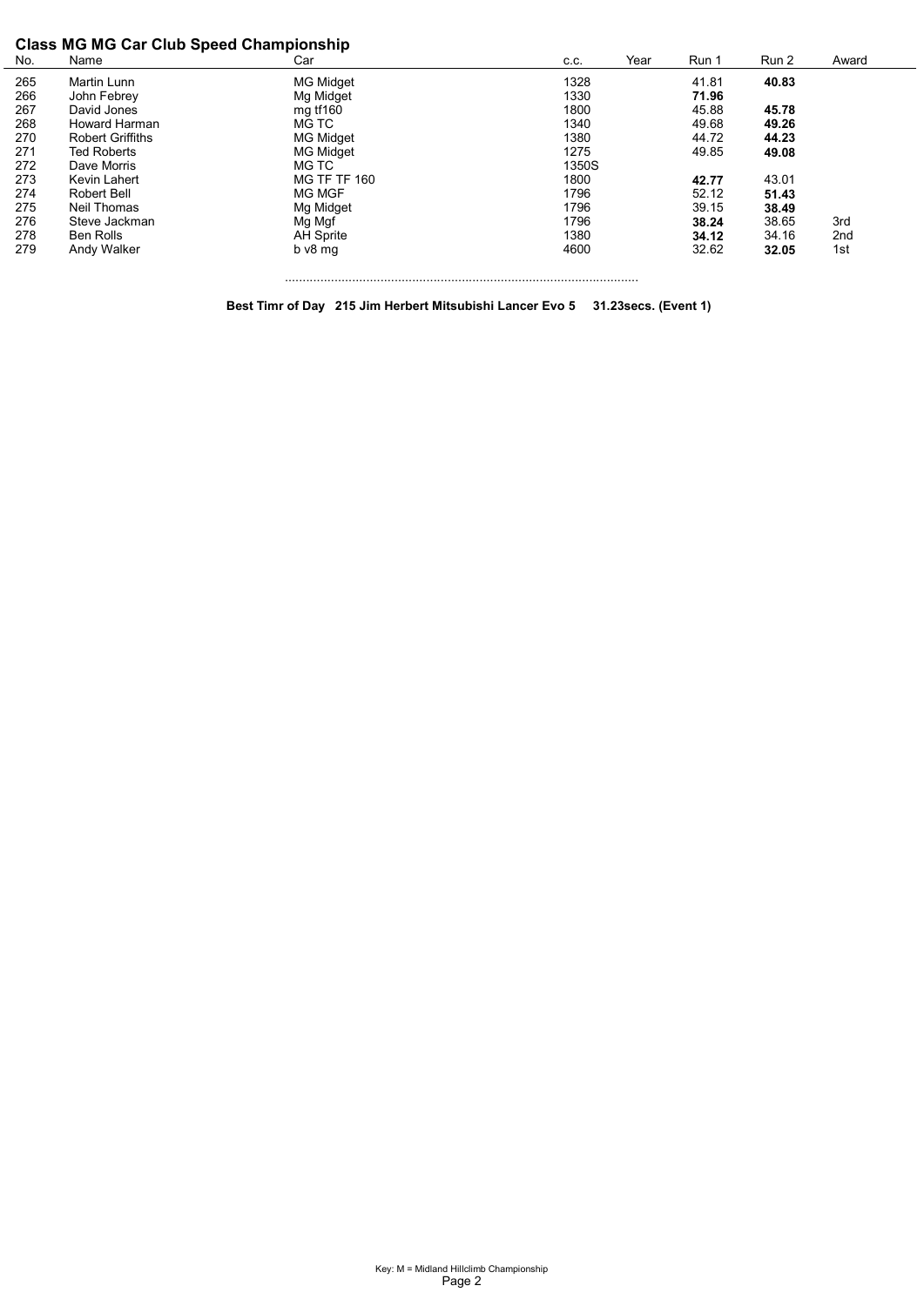## Class MG MG Car Club Speed Championship

| No. | Name | Car | c.c. | Year | Run 1 | Run 2 | Award |
|---|---|---|---|---|---|---|---|
| 265 | Martin Lunn | MG Midget | 1328 | | 41.81 | **40.83** | |
| 266 | John Febrey | Mg Midget | 1330 | | **71.96** | | |
| 267 | David Jones | mg tf160 | 1800 | | 45.88 | **45.78** | |
| 268 | Howard Harman | MG TC | 1340 | | 49.68 | **49.26** | |
| 270 | Robert Griffiths | MG Midget | 1380 | | 44.72 | **44.23** | |
| 271 | Ted Roberts | MG Midget | 1275 | | 49.85 | **49.08** | |
| 272 | Dave Morris | MG TC | 1350S | | | | |
| 273 | Kevin Lahert | MG TF TF 160 | 1800 | | **42.77** | 43.01 | |
| 274 | Robert Bell | MG MGF | 1796 | | 52.12 | **51.43** | |
| 275 | Neil Thomas | Mg Midget | 1796 | | 39.15 | **38.49** | |
| 276 | Steve Jackman | Mg Mgf | 1796 | | **38.24** | 38.65 | 3rd |
| 278 | Ben Rolls | AH Sprite | 1380 | | **34.12** | 34.16 | 2nd |
| 279 | Andy Walker | b v8 mg | 4600 | | 32.62 | **32.05** | 1st |

.....................................................................................................

**Best Timr of Day 215 Jim Herbert Mitsubishi Lancer Evo 5 31.23secs. (Event 1)**

Key: M = Midland Hillclimb Championship